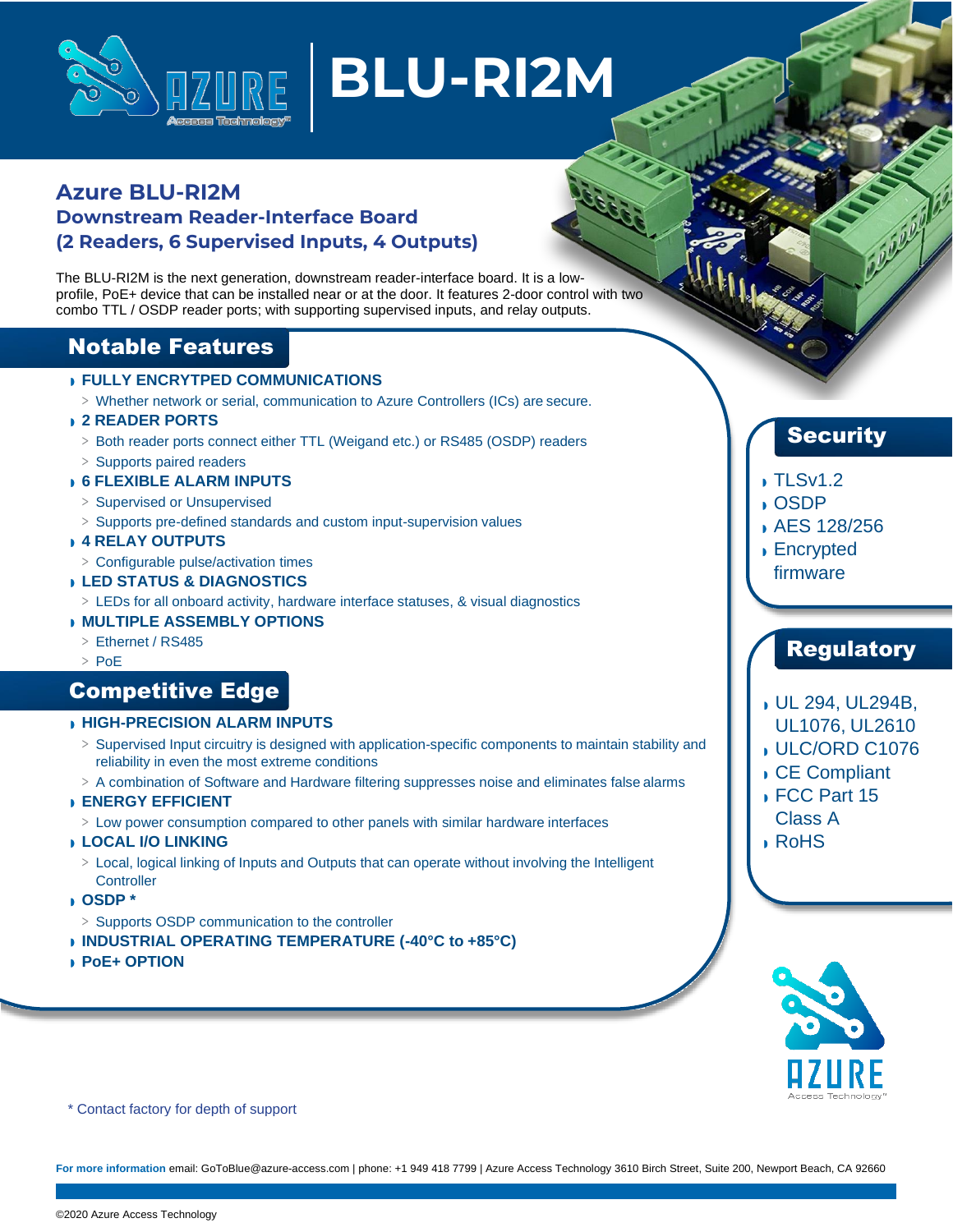# BLU-RI2M

## Azure BLU-RI2M
### Downstream Reader-Interface Board
### (2 Readers, 6 Supervised Inputs, 4 Outputs)

The BLU-RI2M is the next generation, downstream reader-interface board. It is a low-profile, PoE+ device that can be installed near or at the door. It features 2-door control with two combo TTL / OSDP reader ports; with supporting supervised inputs, and relay outputs.

## Notable Features

- **FULLY ENCRYTPED COMMUNICATIONS**
  - > Whether network or serial, communication to Azure Controllers (ICs) are secure.
- **2 READER PORTS**
  - > Both reader ports connect either TTL (Weigand etc.) or RS485 (OSDP) readers
  - > Supports paired readers
- **6 FLEXIBLE ALARM INPUTS**
  - > Supervised or Unsupervised
  - > Supports pre-defined standards and custom input-supervision values
- **4 RELAY OUTPUTS**
  - > Configurable pulse/activation times
- **LED STATUS & DIAGNOSTICS**
  - > LEDs for all onboard activity, hardware interface statuses, & visual diagnostics
- **MULTIPLE ASSEMBLY OPTIONS**
  - > Ethernet / RS485
  - > PoE

## Competitive Edge

- **HIGH-PRECISION ALARM INPUTS**
  - > Supervised Input circuitry is designed with application-specific components to maintain stability and reliability in even the most extreme conditions
  - > A combination of Software and Hardware filtering suppresses noise and eliminates false alarms
- **ENERGY EFFICIENT**
  - > Low power consumption compared to other panels with similar hardware interfaces
- **LOCAL I/O LINKING**
  - > Local, logical linking of Inputs and Outputs that can operate without involving the Intelligent Controller
- **OSDP ***
  - > Supports OSDP communication to the controller
- **INDUSTRIAL OPERATING TEMPERATURE (-40°C to +85°C)**
- **PoE+ OPTION**

## Security

- TLSv1.2
- OSDP
- AES 128/256
- Encrypted firmware

## Regulatory

- UL 294, UL294B, UL1076, UL2610
- ULC/ORD C1076
- CE Compliant
- FCC Part 15 Class A
- RoHS

* Contact factory for depth of support

**For more information** email: GoToBlue@azure-access.com | phone: +1 949 418 7799 | Azure Access Technology 3610 Birch Street, Suite 200, Newport Beach, CA 92660

©2020 Azure Access Technology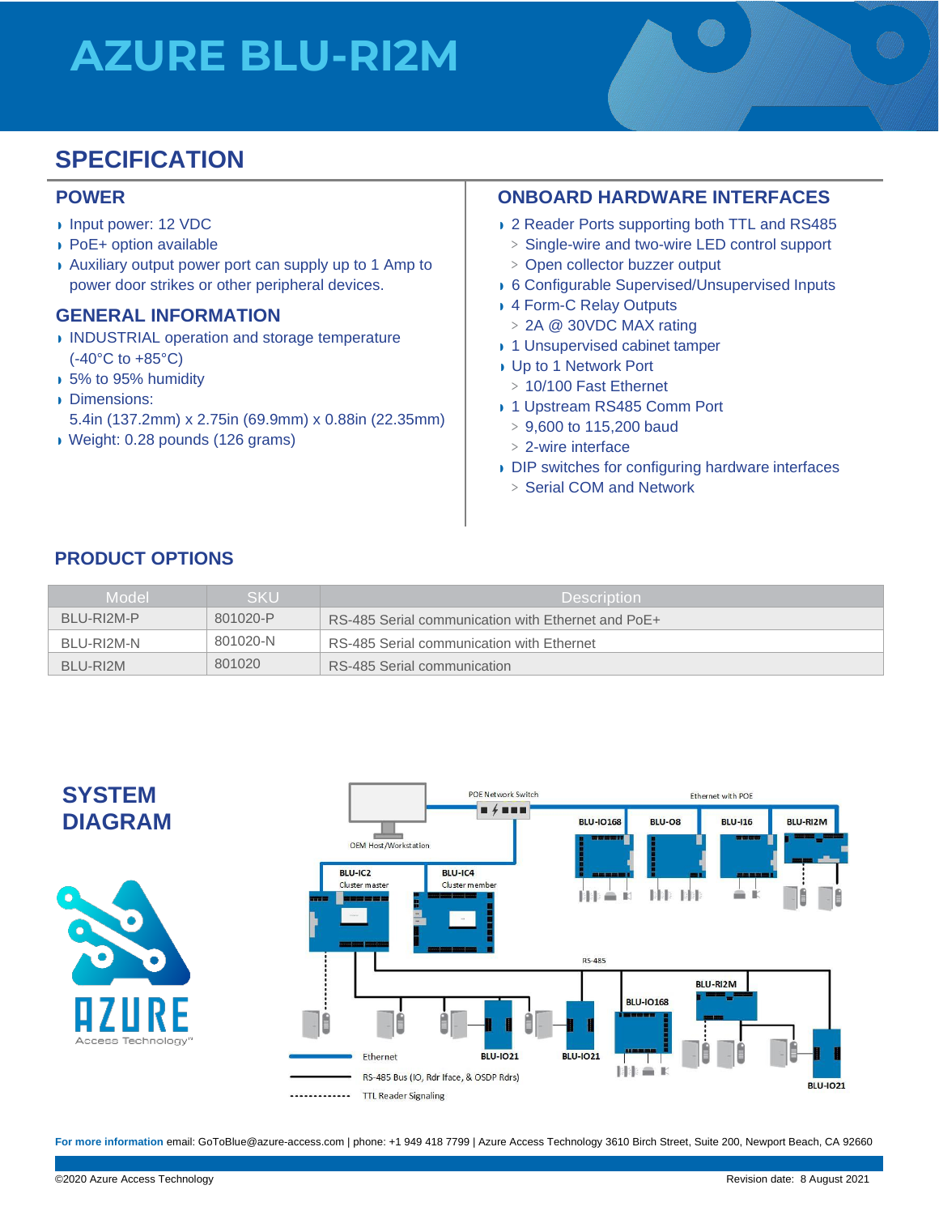# AZURE BLU-RI2M

## SPECIFICATION

### POWER

- Input power: 12 VDC
- PoE+ option available
- Auxiliary output power port can supply up to 1 Amp to power door strikes or other peripheral devices.

### GENERAL INFORMATION

- INDUSTRIAL operation and storage temperature (-40°C to +85°C)
- 5% to 95% humidity
- Dimensions: 5.4in (137.2mm) x 2.75in (69.9mm) x 0.88in (22.35mm)
- Weight: 0.28 pounds (126 grams)

### ONBOARD HARDWARE INTERFACES

- 2 Reader Ports supporting both TTL and RS485
  - Single-wire and two-wire LED control support
  - Open collector buzzer output
- 6 Configurable Supervised/Unsupervised Inputs
- 4 Form-C Relay Outputs
  - 2A @ 30VDC MAX rating
- 1 Unsupervised cabinet tamper
- Up to 1 Network Port
  - 10/100 Fast Ethernet
- 1 Upstream RS485 Comm Port
  - 9,600 to 115,200 baud
  - 2-wire interface
- DIP switches for configuring hardware interfaces
  - Serial COM and Network

## PRODUCT OPTIONS

| Model | SKU | Description |
|---|---|---|
| BLU-RI2M-P | 801020-P | RS-485 Serial communication with Ethernet and PoE+ |
| BLU-RI2M-N | 801020-N | RS-485 Serial communication with Ethernet |
| BLU-RI2M | 801020 | RS-485 Serial communication |

## SYSTEM DIAGRAM

AZURE Access Technology™

OEM Host/Workstation
POE Network Switch
Ethernet with POE
BLU-IO168
BLU-O8
BLU-I16
BLU-RI2M
BLU-IC2
Cluster master
BLU-IC4
Cluster member
RS-485
BLU-RI2M
BLU-IO168
BLU-IO21
BLU-IO21
BLU-IO21
Ethernet
RS-485 Bus (IO, Rdr Iface, & OSDP Rdrs)
TTL Reader Signaling

**For more information** email: GoToBlue@azure-access.com | phone: +1 949 418 7799 | Azure Access Technology 3610 Birch Street, Suite 200, Newport Beach, CA 92660

©2020 Azure Access Technology

Revision date: 8 August 2021